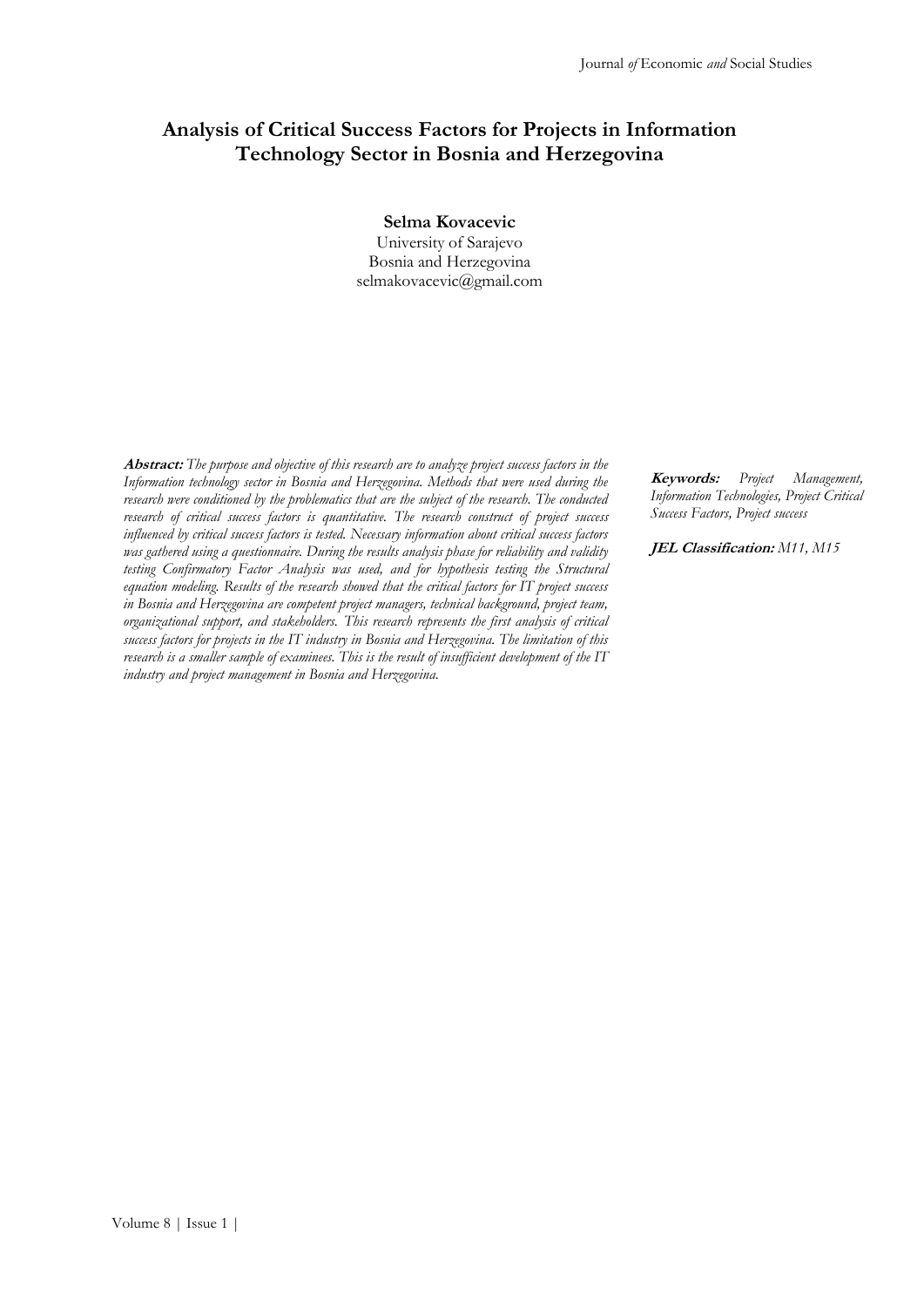# Analysis of Critical Success Factors for Projects in Information Technology Sector in Bosnia and Herzegovina

**Selma Kovacevic**
University of Sarajevo
Bosnia and Herzegovina
selmakovacevic@gmail.com

**Abstract:** *The purpose and objective of this research are to analyze project success factors in the Information technology sector in Bosnia and Herzegovina. Methods that were used during the research were conditioned by the problematics that are the subject of the research. The conducted research of critical success factors is quantitative. The research construct of project success influenced by critical success factors is tested. Necessary information about critical success factors was gathered using a questionnaire. During the results analysis phase for reliability and validity testing Confirmatory Factor Analysis was used, and for hypothesis testing the Structural equation modeling. Results of the research showed that the critical factors for IT project success in Bosnia and Herzegovina are competent project managers, technical background, project team, organizational support, and stakeholders. This research represents the first analysis of critical success factors for projects in the IT industry in Bosnia and Herzegovina. The limitation of this research is a smaller sample of examinees. This is the result of insufficient development of the IT industry and project management in Bosnia and Herzegovina.*

**Keywords:** *Project Management, Information Technologies, Project Critical Success Factors, Project success*

**JEL Classification:** *M11, M15*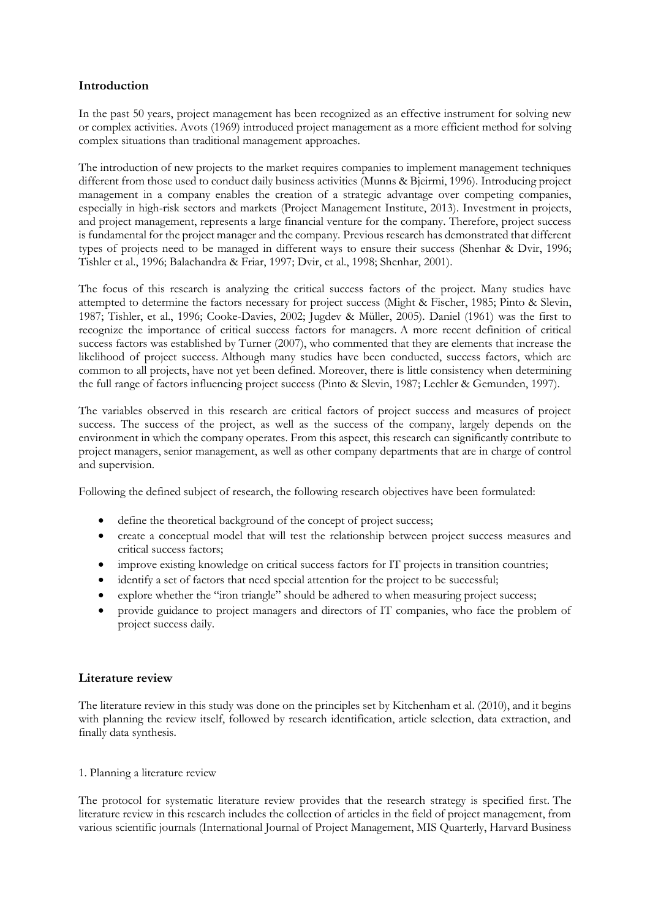## Introduction

In the past 50 years, project management has been recognized as an effective instrument for solving new or complex activities. Avots (1969) introduced project management as a more efficient method for solving complex situations than traditional management approaches.

The introduction of new projects to the market requires companies to implement management techniques different from those used to conduct daily business activities (Munns & Bjeirmi, 1996). Introducing project management in a company enables the creation of a strategic advantage over competing companies, especially in high-risk sectors and markets (Project Management Institute, 2013). Investment in projects, and project management, represents a large financial venture for the company. Therefore, project success is fundamental for the project manager and the company. Previous research has demonstrated that different types of projects need to be managed in different ways to ensure their success (Shenhar & Dvir, 1996; Tishler et al., 1996; Balachandra & Friar, 1997; Dvir, et al., 1998; Shenhar, 2001).

The focus of this research is analyzing the critical success factors of the project. Many studies have attempted to determine the factors necessary for project success (Might & Fischer, 1985; Pinto & Slevin, 1987; Tishler, et al., 1996; Cooke-Davies, 2002; Jugdev & Müller, 2005). Daniel (1961) was the first to recognize the importance of critical success factors for managers. A more recent definition of critical success factors was established by Turner (2007), who commented that they are elements that increase the likelihood of project success. Although many studies have been conducted, success factors, which are common to all projects, have not yet been defined. Moreover, there is little consistency when determining the full range of factors influencing project success (Pinto & Slevin, 1987; Lechler & Gemunden, 1997).

The variables observed in this research are critical factors of project success and measures of project success. The success of the project, as well as the success of the company, largely depends on the environment in which the company operates. From this aspect, this research can significantly contribute to project managers, senior management, as well as other company departments that are in charge of control and supervision.

Following the defined subject of research, the following research objectives have been formulated:

- define the theoretical background of the concept of project success;
- create a conceptual model that will test the relationship between project success measures and critical success factors;
- improve existing knowledge on critical success factors for IT projects in transition countries;
- identify a set of factors that need special attention for the project to be successful;
- explore whether the "iron triangle" should be adhered to when measuring project success;
- provide guidance to project managers and directors of IT companies, who face the problem of project success daily.

## Literature review

The literature review in this study was done on the principles set by Kitchenham et al. (2010), and it begins with planning the review itself, followed by research identification, article selection, data extraction, and finally data synthesis.

1. Planning a literature review

The protocol for systematic literature review provides that the research strategy is specified first. The literature review in this research includes the collection of articles in the field of project management, from various scientific journals (International Journal of Project Management, MIS Quarterly, Harvard Business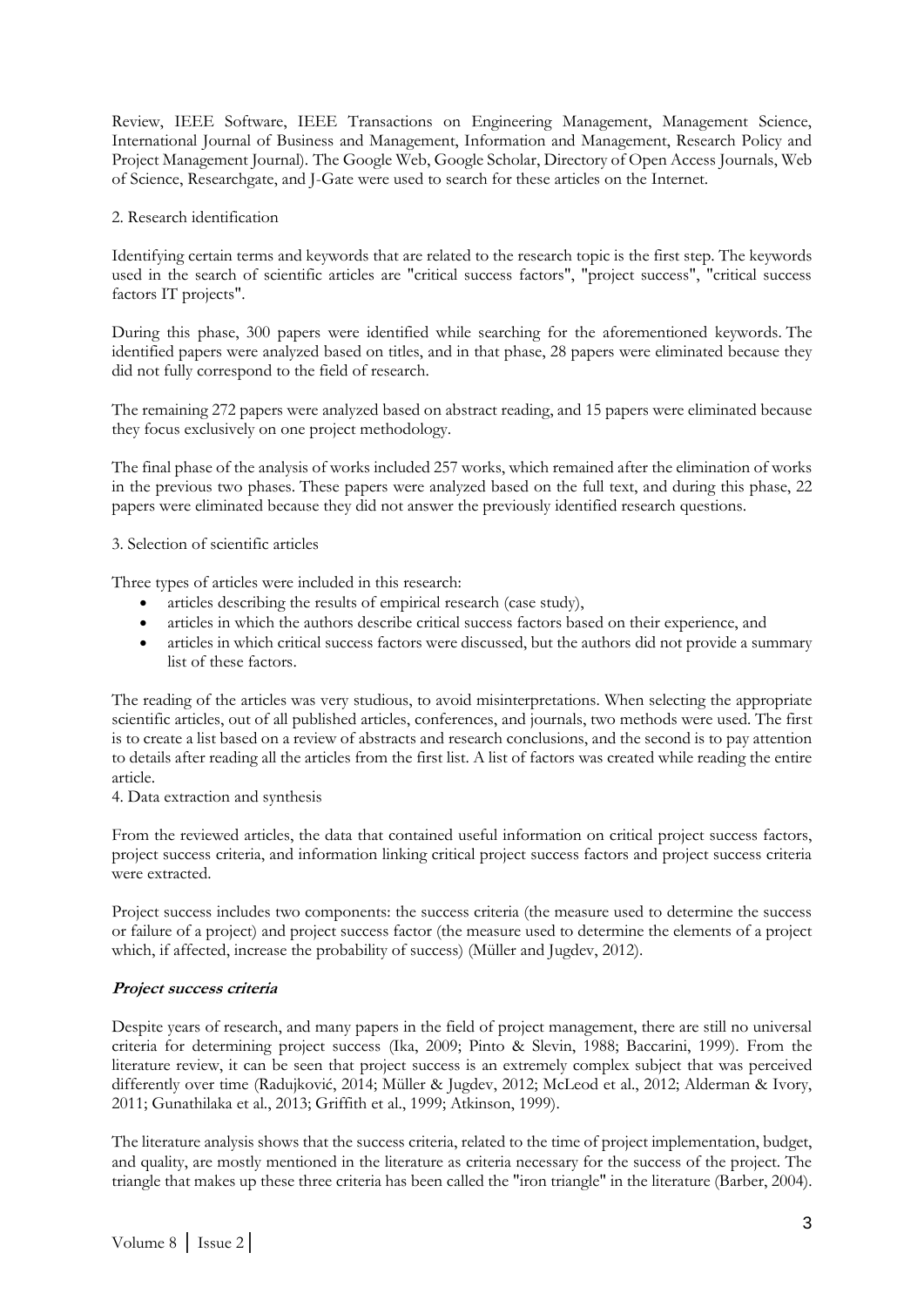Review, IEEE Software, IEEE Transactions on Engineering Management, Management Science, International Journal of Business and Management, Information and Management, Research Policy and Project Management Journal). The Google Web, Google Scholar, Directory of Open Access Journals, Web of Science, Researchgate, and J-Gate were used to search for these articles on the Internet.

2. Research identification

Identifying certain terms and keywords that are related to the research topic is the first step. The keywords used in the search of scientific articles are "critical success factors", "project success", "critical success factors IT projects".

During this phase, 300 papers were identified while searching for the aforementioned keywords. The identified papers were analyzed based on titles, and in that phase, 28 papers were eliminated because they did not fully correspond to the field of research.

The remaining 272 papers were analyzed based on abstract reading, and 15 papers were eliminated because they focus exclusively on one project methodology.

The final phase of the analysis of works included 257 works, which remained after the elimination of works in the previous two phases. These papers were analyzed based on the full text, and during this phase, 22 papers were eliminated because they did not answer the previously identified research questions.

3. Selection of scientific articles

Three types of articles were included in this research:

- articles describing the results of empirical research (case study),
- articles in which the authors describe critical success factors based on their experience, and
- articles in which critical success factors were discussed, but the authors did not provide a summary list of these factors.

The reading of the articles was very studious, to avoid misinterpretations. When selecting the appropriate scientific articles, out of all published articles, conferences, and journals, two methods were used. The first is to create a list based on a review of abstracts and research conclusions, and the second is to pay attention to details after reading all the articles from the first list. A list of factors was created while reading the entire article.

4. Data extraction and synthesis

From the reviewed articles, the data that contained useful information on critical project success factors, project success criteria, and information linking critical project success factors and project success criteria were extracted.

Project success includes two components: the success criteria (the measure used to determine the success or failure of a project) and project success factor (the measure used to determine the elements of a project which, if affected, increase the probability of success) (Müller and Jugdev, 2012).

### ***Project success criteria***

Despite years of research, and many papers in the field of project management, there are still no universal criteria for determining project success (Ika, 2009; Pinto & Slevin, 1988; Baccarini, 1999). From the literature review, it can be seen that project success is an extremely complex subject that was perceived differently over time (Radujković, 2014; Müller & Jugdev, 2012; McLeod et al., 2012; Alderman & Ivory, 2011; Gunathilaka et al., 2013; Griffith et al., 1999; Atkinson, 1999).

The literature analysis shows that the success criteria, related to the time of project implementation, budget, and quality, are mostly mentioned in the literature as criteria necessary for the success of the project. The triangle that makes up these three criteria has been called the "iron triangle" in the literature (Barber, 2004).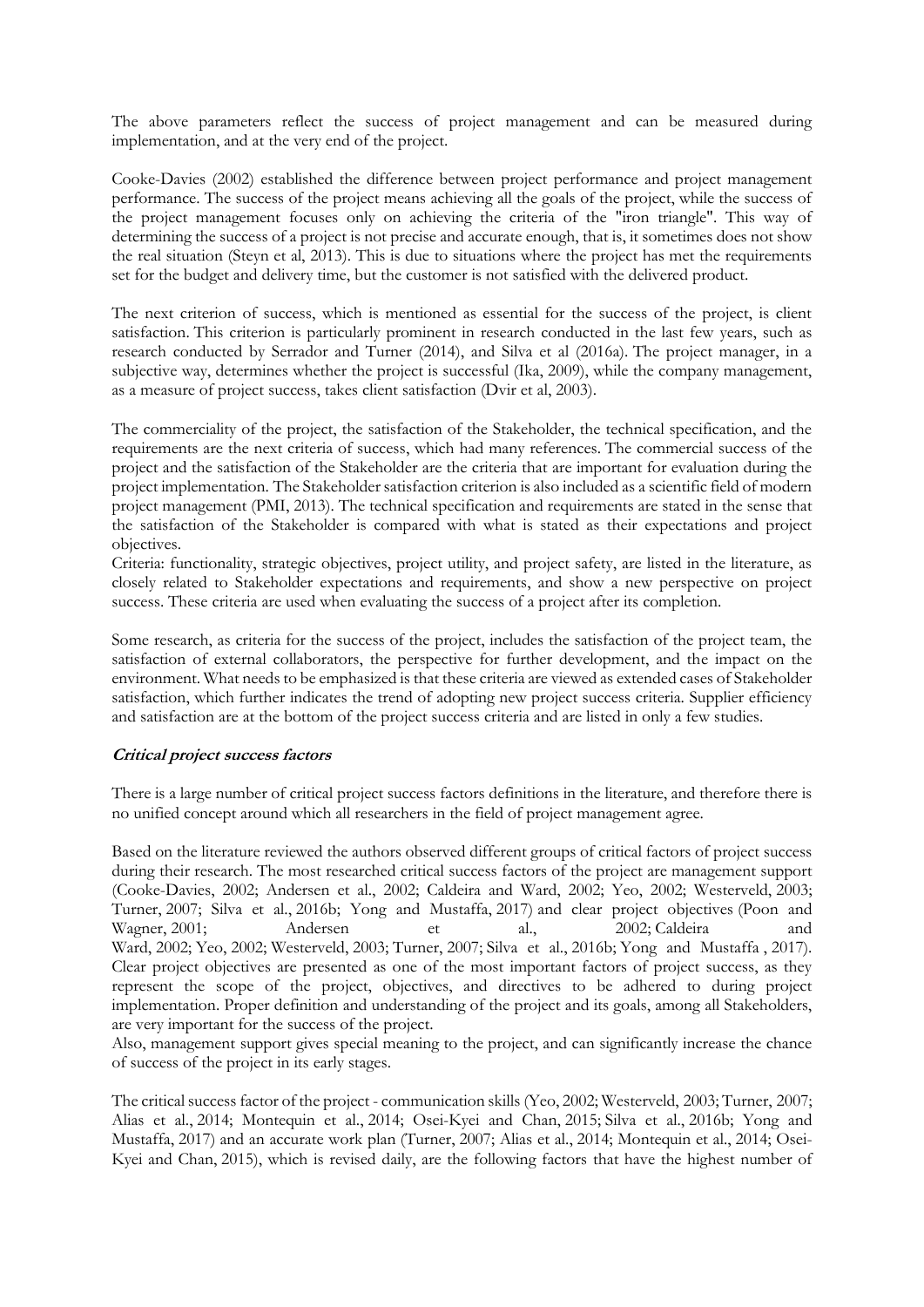The above parameters reflect the success of project management and can be measured during implementation, and at the very end of the project.

Cooke-Davies (2002) established the difference between project performance and project management performance. The success of the project means achieving all the goals of the project, while the success of the project management focuses only on achieving the criteria of the "iron triangle". This way of determining the success of a project is not precise and accurate enough, that is, it sometimes does not show the real situation (Steyn et al, 2013). This is due to situations where the project has met the requirements set for the budget and delivery time, but the customer is not satisfied with the delivered product.

The next criterion of success, which is mentioned as essential for the success of the project, is client satisfaction. This criterion is particularly prominent in research conducted in the last few years, such as research conducted by Serrador and Turner (2014), and Silva et al (2016a). The project manager, in a subjective way, determines whether the project is successful (Ika, 2009), while the company management, as a measure of project success, takes client satisfaction (Dvir et al, 2003).

The commerciality of the project, the satisfaction of the Stakeholder, the technical specification, and the requirements are the next criteria of success, which had many references. The commercial success of the project and the satisfaction of the Stakeholder are the criteria that are important for evaluation during the project implementation. The Stakeholder satisfaction criterion is also included as a scientific field of modern project management (PMI, 2013). The technical specification and requirements are stated in the sense that the satisfaction of the Stakeholder is compared with what is stated as their expectations and project objectives.

Criteria: functionality, strategic objectives, project utility, and project safety, are listed in the literature, as closely related to Stakeholder expectations and requirements, and show a new perspective on project success. These criteria are used when evaluating the success of a project after its completion.

Some research, as criteria for the success of the project, includes the satisfaction of the project team, the satisfaction of external collaborators, the perspective for further development, and the impact on the environment. What needs to be emphasized is that these criteria are viewed as extended cases of Stakeholder satisfaction, which further indicates the trend of adopting new project success criteria. Supplier efficiency and satisfaction are at the bottom of the project success criteria and are listed in only a few studies.

***Critical project success factors***

There is a large number of critical project success factors definitions in the literature, and therefore there is no unified concept around which all researchers in the field of project management agree.

Based on the literature reviewed the authors observed different groups of critical factors of project success during their research. The most researched critical success factors of the project are management support (Cooke-Davies, 2002; Andersen et al., 2002; Caldeira and Ward, 2002; Yeo, 2002; Westerveld, 2003; Turner, 2007; Silva et al., 2016b; Yong and Mustaffa, 2017) and clear project objectives (Poon and Wagner, 2001; Andersen et al., 2002; Caldeira and Ward, 2002; Yeo, 2002; Westerveld, 2003; Turner, 2007; Silva et al., 2016b; Yong and Mustaffa , 2017). Clear project objectives are presented as one of the most important factors of project success, as they represent the scope of the project, objectives, and directives to be adhered to during project implementation. Proper definition and understanding of the project and its goals, among all Stakeholders, are very important for the success of the project.

Also, management support gives special meaning to the project, and can significantly increase the chance of success of the project in its early stages.

The critical success factor of the project - communication skills (Yeo, 2002; Westerveld, 2003; Turner, 2007; Alias et al., 2014; Montequin et al., 2014; Osei-Kyei and Chan, 2015; Silva et al., 2016b; Yong and Mustaffa, 2017) and an accurate work plan (Turner, 2007; Alias et al., 2014; Montequin et al., 2014; Osei-Kyei and Chan, 2015), which is revised daily, are the following factors that have the highest number of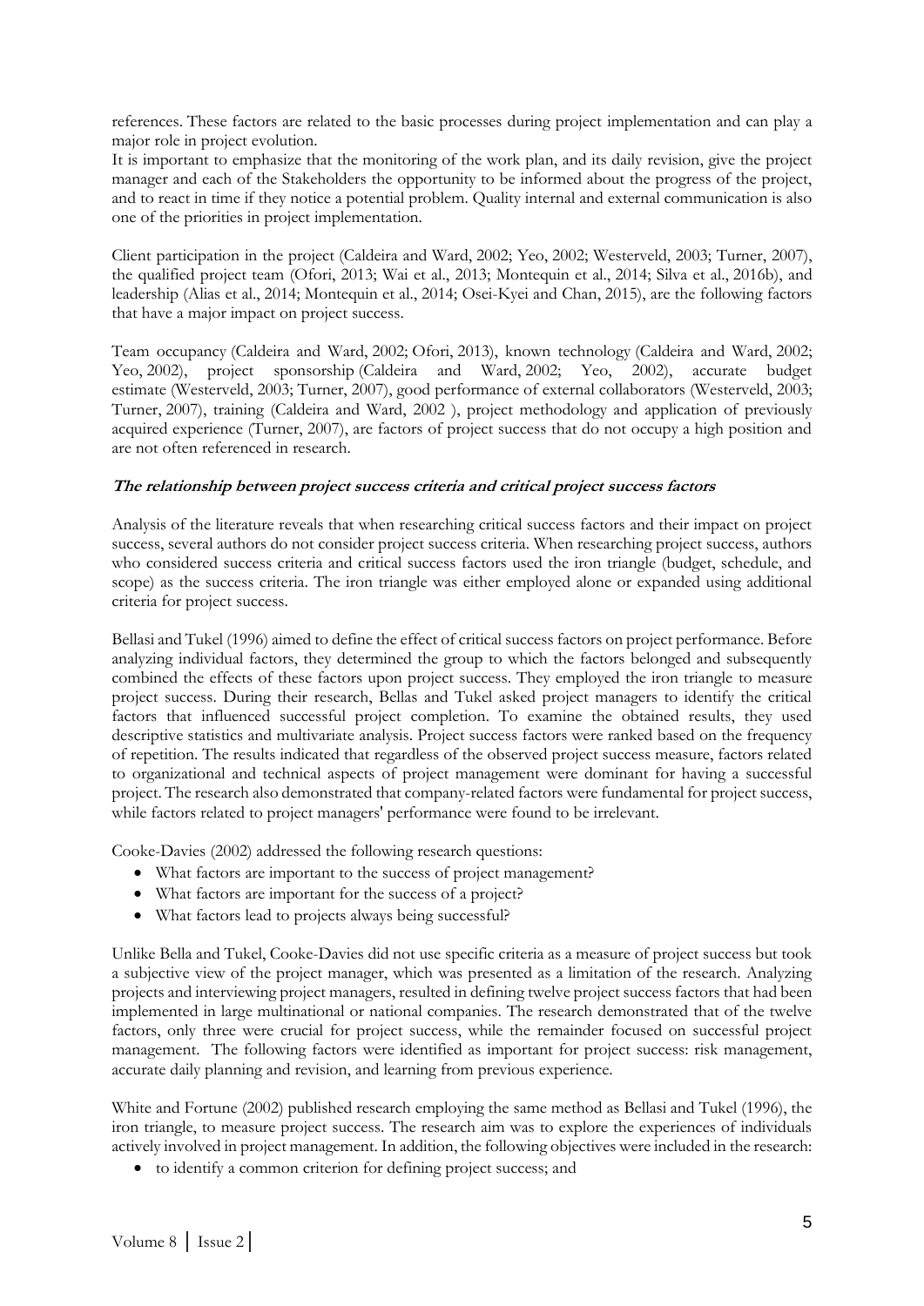references. These factors are related to the basic processes during project implementation and can play a major role in project evolution.

It is important to emphasize that the monitoring of the work plan, and its daily revision, give the project manager and each of the Stakeholders the opportunity to be informed about the progress of the project, and to react in time if they notice a potential problem. Quality internal and external communication is also one of the priorities in project implementation.

Client participation in the project (Caldeira and Ward, 2002; Yeo, 2002; Westerveld, 2003; Turner, 2007), the qualified project team (Ofori, 2013; Wai et al., 2013; Montequin et al., 2014; Silva et al., 2016b), and leadership (Alias et al., 2014; Montequin et al., 2014; Osei-Kyei and Chan, 2015), are the following factors that have a major impact on project success.

Team occupancy (Caldeira and Ward, 2002; Ofori, 2013), known technology (Caldeira and Ward, 2002; Yeo, 2002), project sponsorship (Caldeira and Ward, 2002; Yeo, 2002), accurate budget estimate (Westerveld, 2003; Turner, 2007), good performance of external collaborators (Westerveld, 2003; Turner, 2007), training (Caldeira and Ward, 2002 ), project methodology and application of previously acquired experience (Turner, 2007), are factors of project success that do not occupy a high position and are not often referenced in research.

### *The relationship between project success criteria and critical project success factors*

Analysis of the literature reveals that when researching critical success factors and their impact on project success, several authors do not consider project success criteria. When researching project success, authors who considered success criteria and critical success factors used the iron triangle (budget, schedule, and scope) as the success criteria. The iron triangle was either employed alone or expanded using additional criteria for project success.

Bellasi and Tukel (1996) aimed to define the effect of critical success factors on project performance. Before analyzing individual factors, they determined the group to which the factors belonged and subsequently combined the effects of these factors upon project success. They employed the iron triangle to measure project success. During their research, Bellas and Tukel asked project managers to identify the critical factors that influenced successful project completion. To examine the obtained results, they used descriptive statistics and multivariate analysis. Project success factors were ranked based on the frequency of repetition. The results indicated that regardless of the observed project success measure, factors related to organizational and technical aspects of project management were dominant for having a successful project. The research also demonstrated that company-related factors were fundamental for project success, while factors related to project managers' performance were found to be irrelevant.

Cooke-Davies (2002) addressed the following research questions:

- What factors are important to the success of project management?
- What factors are important for the success of a project?
- What factors lead to projects always being successful?

Unlike Bella and Tukel, Cooke-Davies did not use specific criteria as a measure of project success but took a subjective view of the project manager, which was presented as a limitation of the research. Analyzing projects and interviewing project managers, resulted in defining twelve project success factors that had been implemented in large multinational or national companies. The research demonstrated that of the twelve factors, only three were crucial for project success, while the remainder focused on successful project management. The following factors were identified as important for project success: risk management, accurate daily planning and revision, and learning from previous experience.

White and Fortune (2002) published research employing the same method as Bellasi and Tukel (1996), the iron triangle, to measure project success. The research aim was to explore the experiences of individuals actively involved in project management. In addition, the following objectives were included in the research:

- to identify a common criterion for defining project success; and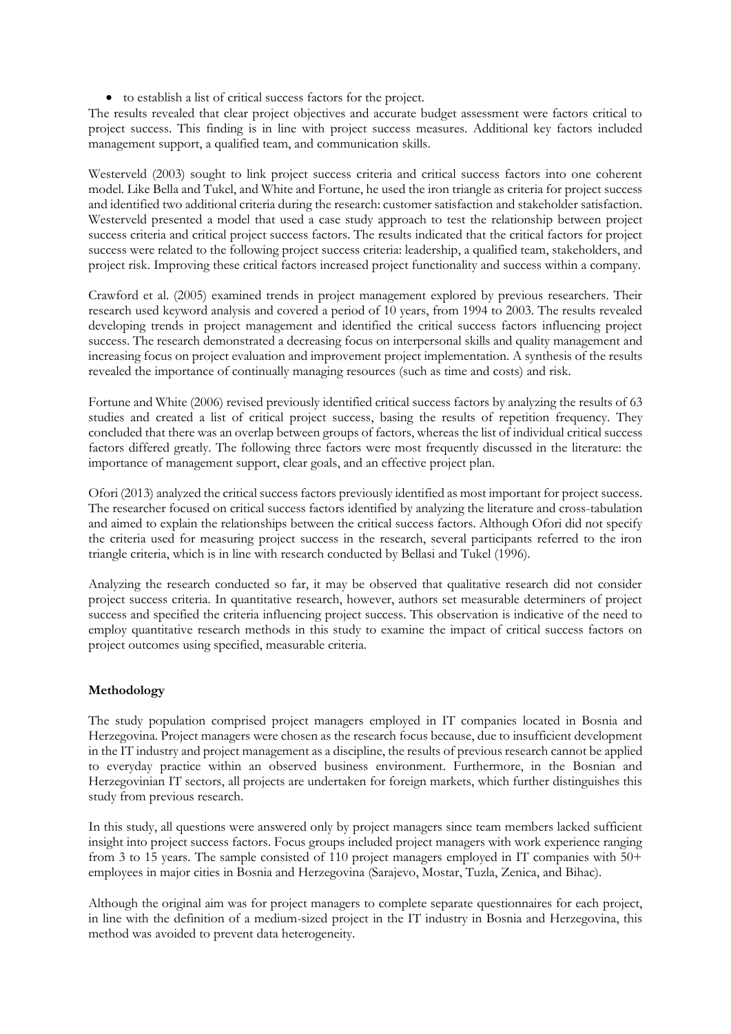- to establish a list of critical success factors for the project.

The results revealed that clear project objectives and accurate budget assessment were factors critical to project success. This finding is in line with project success measures. Additional key factors included management support, a qualified team, and communication skills.

Westerveld (2003) sought to link project success criteria and critical success factors into one coherent model. Like Bella and Tukel, and White and Fortune, he used the iron triangle as criteria for project success and identified two additional criteria during the research: customer satisfaction and stakeholder satisfaction. Westerveld presented a model that used a case study approach to test the relationship between project success criteria and critical project success factors. The results indicated that the critical factors for project success were related to the following project success criteria: leadership, a qualified team, stakeholders, and project risk. Improving these critical factors increased project functionality and success within a company.

Crawford et al. (2005) examined trends in project management explored by previous researchers. Their research used keyword analysis and covered a period of 10 years, from 1994 to 2003. The results revealed developing trends in project management and identified the critical success factors influencing project success. The research demonstrated a decreasing focus on interpersonal skills and quality management and increasing focus on project evaluation and improvement project implementation. A synthesis of the results revealed the importance of continually managing resources (such as time and costs) and risk.

Fortune and White (2006) revised previously identified critical success factors by analyzing the results of 63 studies and created a list of critical project success, basing the results of repetition frequency. They concluded that there was an overlap between groups of factors, whereas the list of individual critical success factors differed greatly. The following three factors were most frequently discussed in the literature: the importance of management support, clear goals, and an effective project plan.

Ofori (2013) analyzed the critical success factors previously identified as most important for project success. The researcher focused on critical success factors identified by analyzing the literature and cross-tabulation and aimed to explain the relationships between the critical success factors. Although Ofori did not specify the criteria used for measuring project success in the research, several participants referred to the iron triangle criteria, which is in line with research conducted by Bellasi and Tukel (1996).

Analyzing the research conducted so far, it may be observed that qualitative research did not consider project success criteria. In quantitative research, however, authors set measurable determiners of project success and specified the criteria influencing project success. This observation is indicative of the need to employ quantitative research methods in this study to examine the impact of critical success factors on project outcomes using specified, measurable criteria.

## Methodology

The study population comprised project managers employed in IT companies located in Bosnia and Herzegovina. Project managers were chosen as the research focus because, due to insufficient development in the IT industry and project management as a discipline, the results of previous research cannot be applied to everyday practice within an observed business environment. Furthermore, in the Bosnian and Herzegovinian IT sectors, all projects are undertaken for foreign markets, which further distinguishes this study from previous research.

In this study, all questions were answered only by project managers since team members lacked sufficient insight into project success factors. Focus groups included project managers with work experience ranging from 3 to 15 years. The sample consisted of 110 project managers employed in IT companies with 50+ employees in major cities in Bosnia and Herzegovina (Sarajevo, Mostar, Tuzla, Zenica, and Bihac).

Although the original aim was for project managers to complete separate questionnaires for each project, in line with the definition of a medium-sized project in the IT industry in Bosnia and Herzegovina, this method was avoided to prevent data heterogeneity.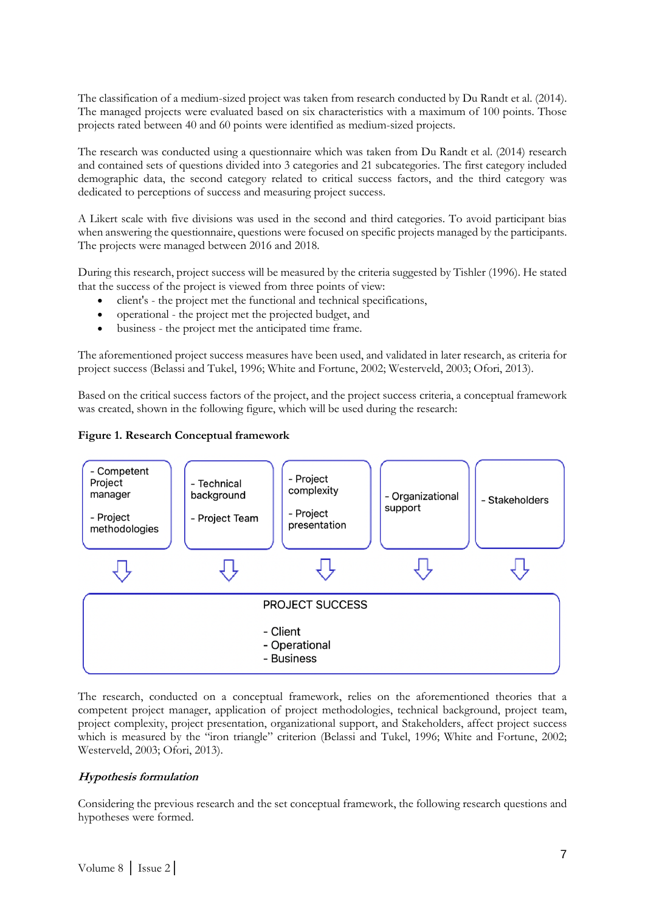The classification of a medium-sized project was taken from research conducted by Du Randt et al. (2014). The managed projects were evaluated based on six characteristics with a maximum of 100 points. Those projects rated between 40 and 60 points were identified as medium-sized projects.

The research was conducted using a questionnaire which was taken from Du Randt et al. (2014) research and contained sets of questions divided into 3 categories and 21 subcategories. The first category included demographic data, the second category related to critical success factors, and the third category was dedicated to perceptions of success and measuring project success.

A Likert scale with five divisions was used in the second and third categories. To avoid participant bias when answering the questionnaire, questions were focused on specific projects managed by the participants. The projects were managed between 2016 and 2018.

During this research, project success will be measured by the criteria suggested by Tishler (1996). He stated that the success of the project is viewed from three points of view:

- client's - the project met the functional and technical specifications,
- operational - the project met the projected budget, and
- business - the project met the anticipated time frame.

The aforementioned project success measures have been used, and validated in later research, as criteria for project success (Belassi and Tukel, 1996; White and Fortune, 2002; Westerveld, 2003; Ofori, 2013).

Based on the critical success factors of the project, and the project success criteria, a conceptual framework was created, shown in the following figure, which will be used during the research:

**Figure 1. Research Conceptual framework**

| - Competent Project manager<br>- Project methodologies | - Technical background<br>- Project Team | - Project complexity<br>- Project presentation | - Organizational support | - Stakeholders |
|---|---|---|---|---|
| ⇩ | ⇩ | ⇩ | ⇩ | ⇩ |

PROJECT SUCCESS

- Client
- Operational
- Business

The research, conducted on a conceptual framework, relies on the aforementioned theories that a competent project manager, application of project methodologies, technical background, project team, project complexity, project presentation, organizational support, and Stakeholders, affect project success which is measured by the "iron triangle" criterion (Belassi and Tukel, 1996; White and Fortune, 2002; Westerveld, 2003; Ofori, 2013).

### *Hypothesis formulation*

Considering the previous research and the set conceptual framework, the following research questions and hypotheses were formed.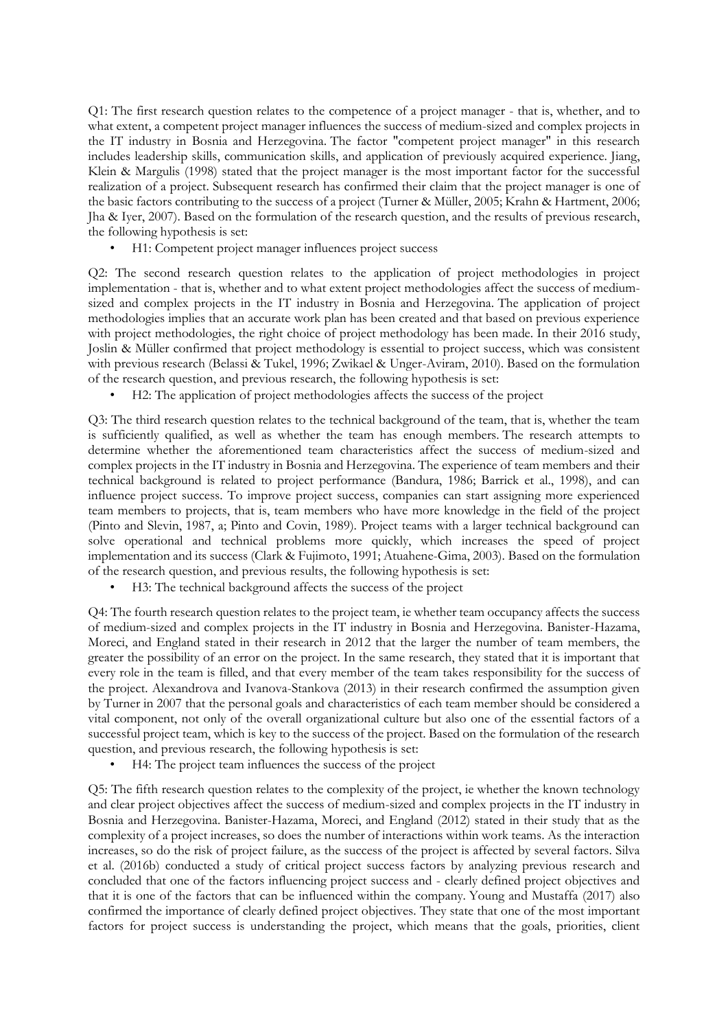Q1: The first research question relates to the competence of a project manager - that is, whether, and to what extent, a competent project manager influences the success of medium-sized and complex projects in the IT industry in Bosnia and Herzegovina. The factor "competent project manager" in this research includes leadership skills, communication skills, and application of previously acquired experience. Jiang, Klein & Margulis (1998) stated that the project manager is the most important factor for the successful realization of a project. Subsequent research has confirmed their claim that the project manager is one of the basic factors contributing to the success of a project (Turner & Müller, 2005; Krahn & Hartment, 2006; Jha & Iyer, 2007). Based on the formulation of the research question, and the results of previous research, the following hypothesis is set:

- H1: Competent project manager influences project success

Q2: The second research question relates to the application of project methodologies in project implementation - that is, whether and to what extent project methodologies affect the success of medium-sized and complex projects in the IT industry in Bosnia and Herzegovina. The application of project methodologies implies that an accurate work plan has been created and that based on previous experience with project methodologies, the right choice of project methodology has been made. In their 2016 study, Joslin & Müller confirmed that project methodology is essential to project success, which was consistent with previous research (Belassi & Tukel, 1996; Zwikael & Unger-Aviram, 2010). Based on the formulation of the research question, and previous research, the following hypothesis is set:

- H2: The application of project methodologies affects the success of the project

Q3: The third research question relates to the technical background of the team, that is, whether the team is sufficiently qualified, as well as whether the team has enough members. The research attempts to determine whether the aforementioned team characteristics affect the success of medium-sized and complex projects in the IT industry in Bosnia and Herzegovina. The experience of team members and their technical background is related to project performance (Bandura, 1986; Barrick et al., 1998), and can influence project success. To improve project success, companies can start assigning more experienced team members to projects, that is, team members who have more knowledge in the field of the project (Pinto and Slevin, 1987, a; Pinto and Covin, 1989). Project teams with a larger technical background can solve operational and technical problems more quickly, which increases the speed of project implementation and its success (Clark & Fujimoto, 1991; Atuahene-Gima, 2003). Based on the formulation of the research question, and previous results, the following hypothesis is set:

- H3: The technical background affects the success of the project

Q4: The fourth research question relates to the project team, ie whether team occupancy affects the success of medium-sized and complex projects in the IT industry in Bosnia and Herzegovina. Banister-Hazama, Moreci, and England stated in their research in 2012 that the larger the number of team members, the greater the possibility of an error on the project. In the same research, they stated that it is important that every role in the team is filled, and that every member of the team takes responsibility for the success of the project. Alexandrova and Ivanova-Stankova (2013) in their research confirmed the assumption given by Turner in 2007 that the personal goals and characteristics of each team member should be considered a vital component, not only of the overall organizational culture but also one of the essential factors of a successful project team, which is key to the success of the project. Based on the formulation of the research question, and previous research, the following hypothesis is set:

- H4: The project team influences the success of the project

Q5: The fifth research question relates to the complexity of the project, ie whether the known technology and clear project objectives affect the success of medium-sized and complex projects in the IT industry in Bosnia and Herzegovina. Banister-Hazama, Moreci, and England (2012) stated in their study that as the complexity of a project increases, so does the number of interactions within work teams. As the interaction increases, so do the risk of project failure, as the success of the project is affected by several factors. Silva et al. (2016b) conducted a study of critical project success factors by analyzing previous research and concluded that one of the factors influencing project success and - clearly defined project objectives and that it is one of the factors that can be influenced within the company. Young and Mustaffa (2017) also confirmed the importance of clearly defined project objectives. They state that one of the most important factors for project success is understanding the project, which means that the goals, priorities, client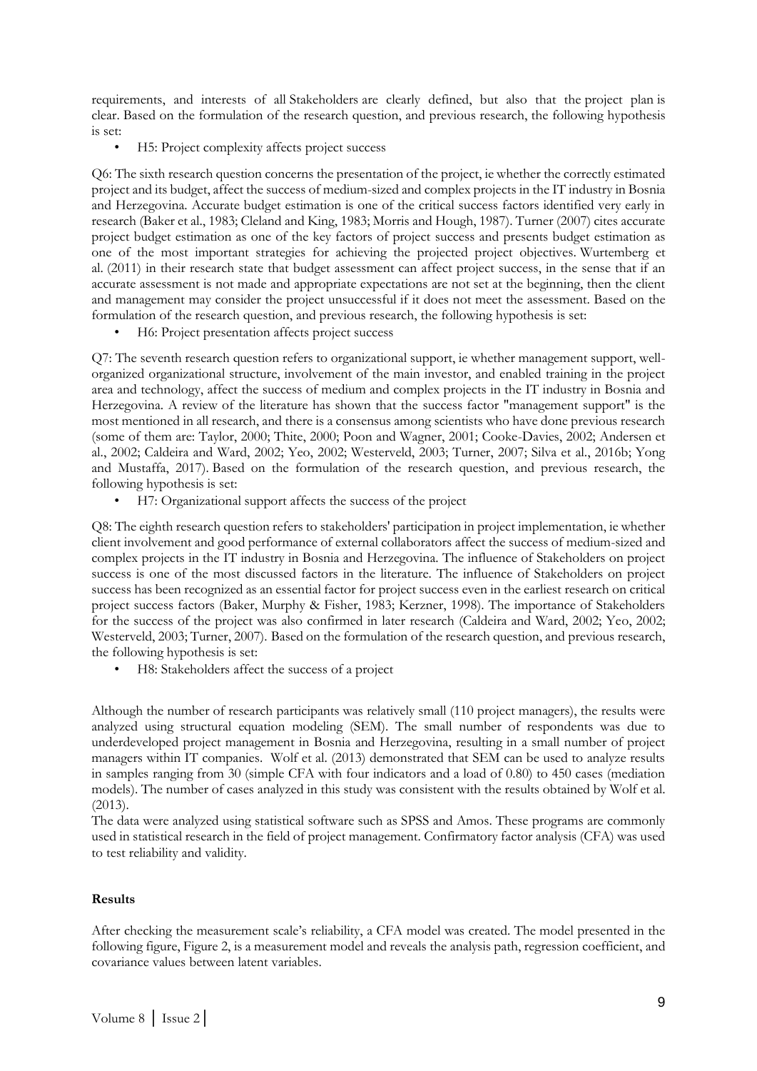requirements, and interests of all Stakeholders are clearly defined, but also that the project plan is clear. Based on the formulation of the research question, and previous research, the following hypothesis is set:

- H5: Project complexity affects project success

Q6: The sixth research question concerns the presentation of the project, ie whether the correctly estimated project and its budget, affect the success of medium-sized and complex projects in the IT industry in Bosnia and Herzegovina. Accurate budget estimation is one of the critical success factors identified very early in research (Baker et al., 1983; Cleland and King, 1983; Morris and Hough, 1987). Turner (2007) cites accurate project budget estimation as one of the key factors of project success and presents budget estimation as one of the most important strategies for achieving the projected project objectives. Wurtemberg et al. (2011) in their research state that budget assessment can affect project success, in the sense that if an accurate assessment is not made and appropriate expectations are not set at the beginning, then the client and management may consider the project unsuccessful if it does not meet the assessment. Based on the formulation of the research question, and previous research, the following hypothesis is set:

- H6: Project presentation affects project success

Q7: The seventh research question refers to organizational support, ie whether management support, well-organized organizational structure, involvement of the main investor, and enabled training in the project area and technology, affect the success of medium and complex projects in the IT industry in Bosnia and Herzegovina. A review of the literature has shown that the success factor "management support" is the most mentioned in all research, and there is a consensus among scientists who have done previous research (some of them are: Taylor, 2000; Thite, 2000; Poon and Wagner, 2001; Cooke-Davies, 2002; Andersen et al., 2002; Caldeira and Ward, 2002; Yeo, 2002; Westerveld, 2003; Turner, 2007; Silva et al., 2016b; Yong and Mustaffa, 2017). Based on the formulation of the research question, and previous research, the following hypothesis is set:

- H7: Organizational support affects the success of the project

Q8: The eighth research question refers to stakeholders' participation in project implementation, ie whether client involvement and good performance of external collaborators affect the success of medium-sized and complex projects in the IT industry in Bosnia and Herzegovina. The influence of Stakeholders on project success is one of the most discussed factors in the literature. The influence of Stakeholders on project success has been recognized as an essential factor for project success even in the earliest research on critical project success factors (Baker, Murphy & Fisher, 1983; Kerzner, 1998). The importance of Stakeholders for the success of the project was also confirmed in later research (Caldeira and Ward, 2002; Yeo, 2002; Westerveld, 2003; Turner, 2007). Based on the formulation of the research question, and previous research, the following hypothesis is set:

- H8: Stakeholders affect the success of a project

Although the number of research participants was relatively small (110 project managers), the results were analyzed using structural equation modeling (SEM). The small number of respondents was due to underdeveloped project management in Bosnia and Herzegovina, resulting in a small number of project managers within IT companies. Wolf et al. (2013) demonstrated that SEM can be used to analyze results in samples ranging from 30 (simple CFA with four indicators and a load of 0.80) to 450 cases (mediation models). The number of cases analyzed in this study was consistent with the results obtained by Wolf et al. (2013).

The data were analyzed using statistical software such as SPSS and Amos. These programs are commonly used in statistical research in the field of project management. Confirmatory factor analysis (CFA) was used to test reliability and validity.

**Results**

After checking the measurement scale's reliability, a CFA model was created. The model presented in the following figure, Figure 2, is a measurement model and reveals the analysis path, regression coefficient, and covariance values between latent variables.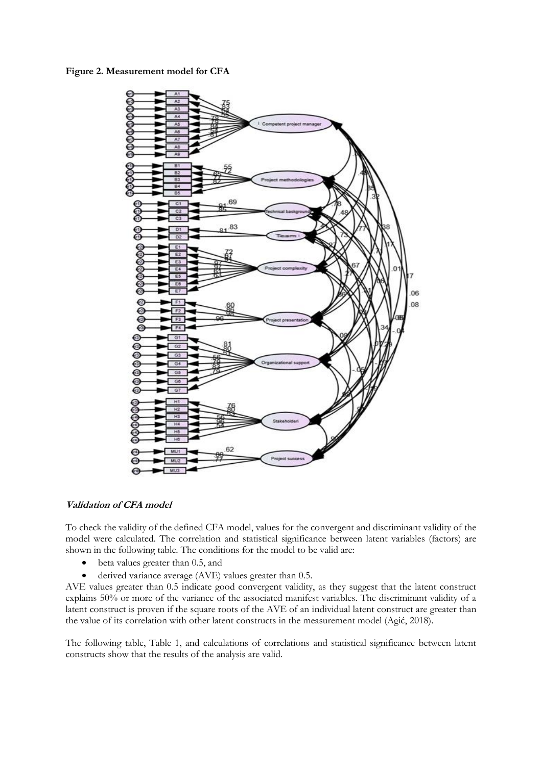**Figure 2. Measurement model for CFA**

***Validation of CFA model***

To check the validity of the defined CFA model, values for the convergent and discriminant validity of the model were calculated. The correlation and statistical significance between latent variables (factors) are shown in the following table. The conditions for the model to be valid are:

- beta values greater than 0.5, and
- derived variance average (AVE) values greater than 0.5.

AVE values greater than 0.5 indicate good convergent validity, as they suggest that the latent construct explains 50% or more of the variance of the associated manifest variables. The discriminant validity of a latent construct is proven if the square roots of the AVE of an individual latent construct are greater than the value of its correlation with other latent constructs in the measurement model (Agić, 2018).

The following table, Table 1, and calculations of correlations and statistical significance between latent constructs show that the results of the analysis are valid.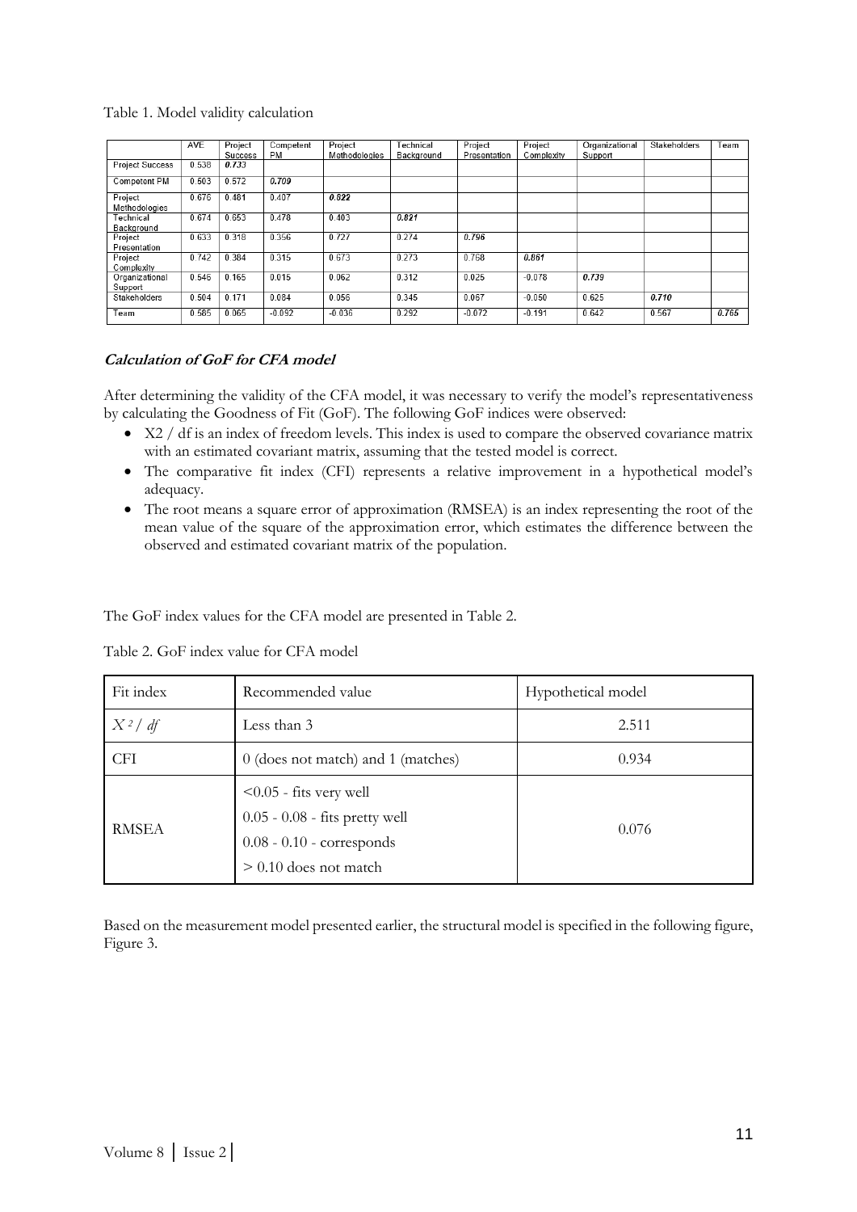Table 1. Model validity calculation

| | AVE | Project Success | Competent PM | Project Methodologies | Technical Background | Project Presentation | Project Complexity | Organizational Support | Stakeholders | Team |
|---|---|---|---|---|---|---|---|---|---|---|
| Project Success | 0.538 | ***0.733*** | | | | | | | | |
| Competent PM | 0.503 | 0.572 | ***0.709*** | | | | | | | |
| Project Methodologies | 0.676 | 0.481 | 0.407 | ***0.822*** | | | | | | |
| Technical Background | 0.674 | 0.653 | 0.478 | 0.403 | ***0.821*** | | | | | |
| Project Presentation | 0.633 | 0.318 | 0.356 | 0.727 | 0.274 | ***0.796*** | | | | |
| Project Complexity | 0.742 | 0.384 | 0.315 | 0.673 | 0.273 | 0.768 | ***0.861*** | | | |
| Organizational Support | 0.546 | 0.165 | 0.015 | 0.062 | 0.312 | 0.025 | -0.078 | ***0.739*** | | |
| Stakeholders | 0.504 | 0.171 | 0.084 | 0.056 | 0.345 | 0.067 | -0.050 | 0.625 | ***0.710*** | |
| Team | 0.585 | 0.065 | -0.092 | -0.036 | 0.292 | -0.072 | -0.191 | 0.642 | 0.567 | ***0.765*** |

***Calculation of GoF for CFA model***

After determining the validity of the CFA model, it was necessary to verify the model's representativeness by calculating the Goodness of Fit (GoF). The following GoF indices were observed:

- X2 / df is an index of freedom levels. This index is used to compare the observed covariance matrix with an estimated covariant matrix, assuming that the tested model is correct.
- The comparative fit index (CFI) represents a relative improvement in a hypothetical model's adequacy.
- The root means a square error of approximation (RMSEA) is an index representing the root of the mean value of the square of the approximation error, which estimates the difference between the observed and estimated covariant matrix of the population.

The GoF index values for the CFA model are presented in Table 2.

Table 2. GoF index value for CFA model

| Fit index | Recommended value | Hypothetical model |
|---|---|---|
| $X^2 / df$ | Less than 3 | 2.511 |
| CFI | 0 (does not match) and 1 (matches) | 0.934 |
| RMSEA | <0.05 - fits very well<br>0.05 - 0.08 - fits pretty well<br>0.08 - 0.10 - corresponds<br>> 0.10 does not match | 0.076 |

Based on the measurement model presented earlier, the structural model is specified in the following figure, Figure 3.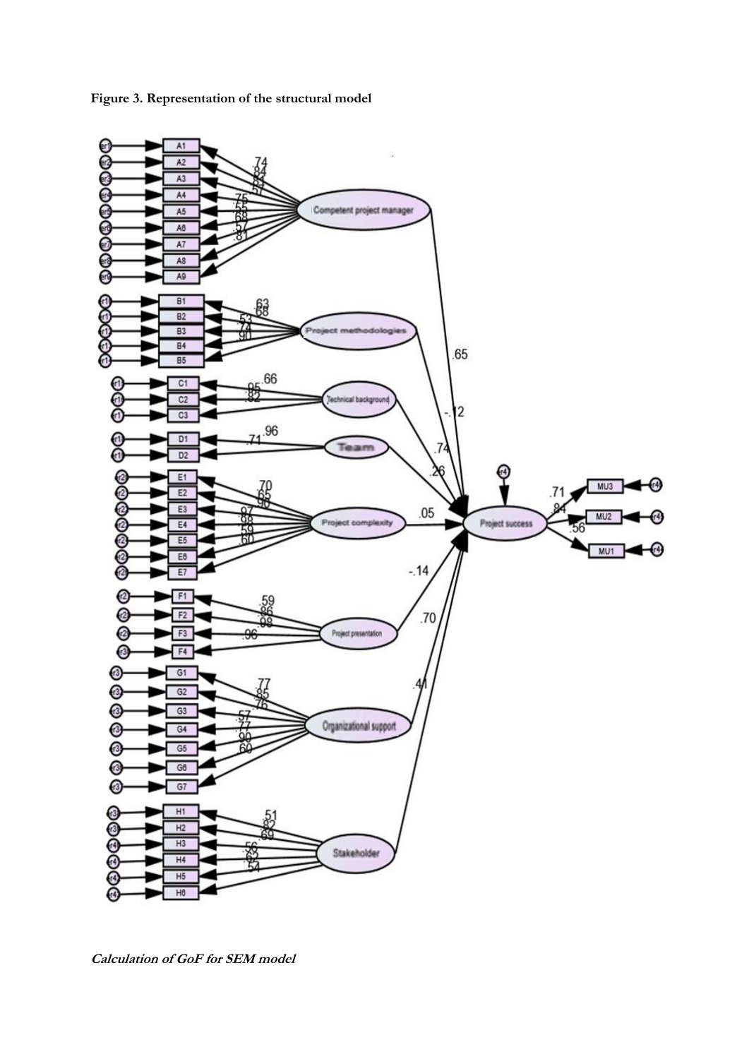**Figure 3. Representation of the structural model**

***Calculation of GoF for SEM model***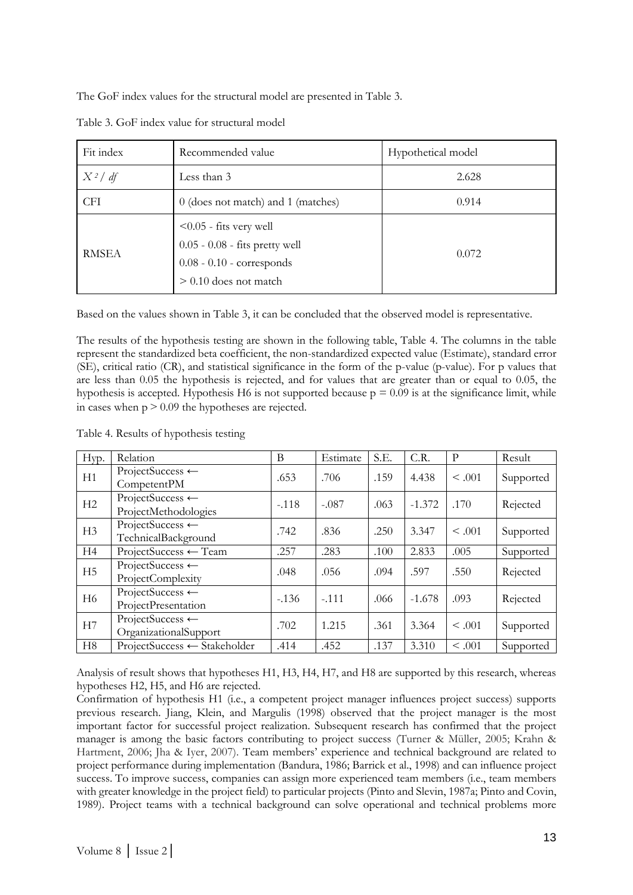The GoF index values for the structural model are presented in Table 3.

Table 3. GoF index value for structural model

| Fit index | Recommended value | Hypothetical model |
| --- | --- | --- |
| $X^2/df$ | Less than 3 | 2.628 |
| CFI | 0 (does not match) and 1 (matches) | 0.914 |
| RMSEA | <0.05 - fits very well<br>0.05 - 0.08 - fits pretty well<br>0.08 - 0.10 - corresponds<br>> 0.10 does not match | 0.072 |

Based on the values shown in Table 3, it can be concluded that the observed model is representative.

The results of the hypothesis testing are shown in the following table, Table 4. The columns in the table represent the standardized beta coefficient, the non-standardized expected value (Estimate), standard error (SE), critical ratio (CR), and statistical significance in the form of the p-value (p-value). For p values that are less than 0.05 the hypothesis is rejected, and for values that are greater than or equal to 0.05, the hypothesis is accepted. Hypothesis H6 is not supported because $p = 0.09$ is at the significance limit, while in cases when $p > 0.09$ the hypotheses are rejected.

Table 4. Results of hypothesis testing

| Hyp. | Relation | B | Estimate | S.E. | C.R. | P | Result |
| --- | --- | --- | --- | --- | --- | --- | --- |
| H1 | ProjectSuccess ← CompetentPM | .653 | .706 | .159 | 4.438 | < .001 | Supported |
| H2 | ProjectSuccess ← ProjectMethodologies | -.118 | -.087 | .063 | -1.372 | .170 | Rejected |
| H3 | ProjectSuccess ← TechnicalBackground | .742 | .836 | .250 | 3.347 | < .001 | Supported |
| H4 | ProjectSuccess ← Team | .257 | .283 | .100 | 2.833 | .005 | Supported |
| H5 | ProjectSuccess ← ProjectComplexity | .048 | .056 | .094 | .597 | .550 | Rejected |
| H6 | ProjectSuccess ← ProjectPresentation | -.136 | -.111 | .066 | -1.678 | .093 | Rejected |
| H7 | ProjectSuccess ← OrganizationalSupport | .702 | 1.215 | .361 | 3.364 | < .001 | Supported |
| H8 | ProjectSuccess ← Stakeholder | .414 | .452 | .137 | 3.310 | < .001 | Supported |

Analysis of result shows that hypotheses H1, H3, H4, H7, and H8 are supported by this research, whereas hypotheses H2, H5, and H6 are rejected.

Confirmation of hypothesis H1 (i.e., a competent project manager influences project success) supports previous research. Jiang, Klein, and Margulis (1998) observed that the project manager is the most important factor for successful project realization. Subsequent research has confirmed that the project manager is among the basic factors contributing to project success (Turner & Müller, 2005; Krahn & Hartment, 2006; Jha & Iyer, 2007). Team members' experience and technical background are related to project performance during implementation (Bandura, 1986; Barrick et al., 1998) and can influence project success. To improve success, companies can assign more experienced team members (i.e., team members with greater knowledge in the project field) to particular projects (Pinto and Slevin, 1987a; Pinto and Covin, 1989). Project teams with a technical background can solve operational and technical problems more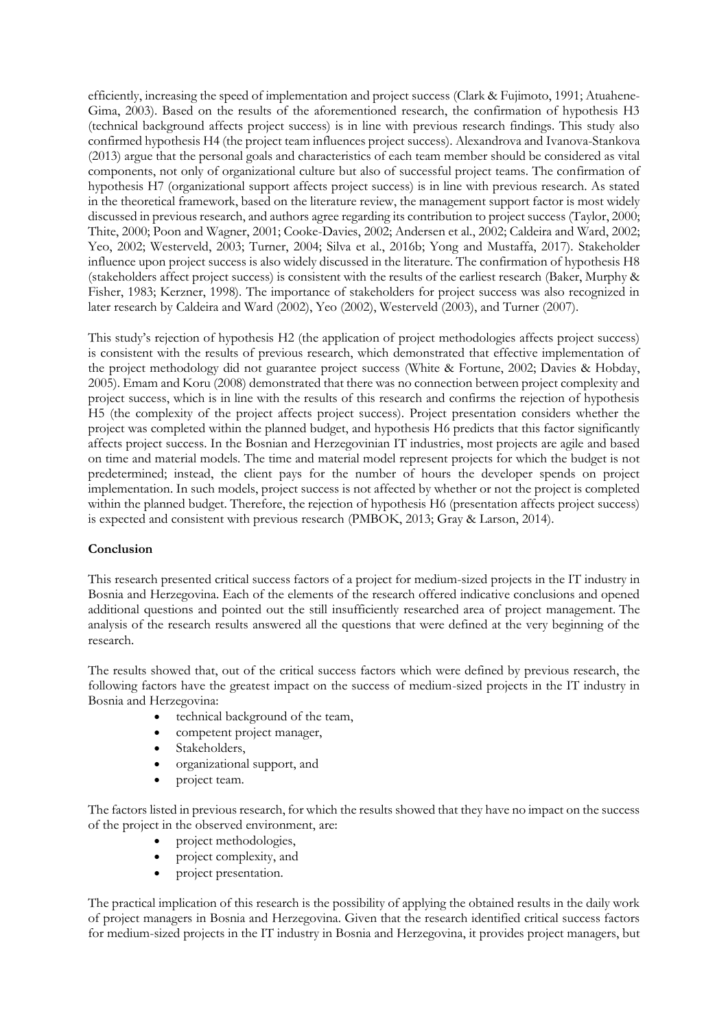efficiently, increasing the speed of implementation and project success (Clark & Fujimoto, 1991; Atuahene-Gima, 2003). Based on the results of the aforementioned research, the confirmation of hypothesis H3 (technical background affects project success) is in line with previous research findings. This study also confirmed hypothesis H4 (the project team influences project success). Alexandrova and Ivanova-Stankova (2013) argue that the personal goals and characteristics of each team member should be considered as vital components, not only of organizational culture but also of successful project teams. The confirmation of hypothesis H7 (organizational support affects project success) is in line with previous research. As stated in the theoretical framework, based on the literature review, the management support factor is most widely discussed in previous research, and authors agree regarding its contribution to project success (Taylor, 2000; Thite, 2000; Poon and Wagner, 2001; Cooke-Davies, 2002; Andersen et al., 2002; Caldeira and Ward, 2002; Yeo, 2002; Westerveld, 2003; Turner, 2004; Silva et al., 2016b; Yong and Mustaffa, 2017). Stakeholder influence upon project success is also widely discussed in the literature. The confirmation of hypothesis H8 (stakeholders affect project success) is consistent with the results of the earliest research (Baker, Murphy & Fisher, 1983; Kerzner, 1998). The importance of stakeholders for project success was also recognized in later research by Caldeira and Ward (2002), Yeo (2002), Westerveld (2003), and Turner (2007).

This study's rejection of hypothesis H2 (the application of project methodologies affects project success) is consistent with the results of previous research, which demonstrated that effective implementation of the project methodology did not guarantee project success (White & Fortune, 2002; Davies & Hobday, 2005). Emam and Koru (2008) demonstrated that there was no connection between project complexity and project success, which is in line with the results of this research and confirms the rejection of hypothesis H5 (the complexity of the project affects project success). Project presentation considers whether the project was completed within the planned budget, and hypothesis H6 predicts that this factor significantly affects project success. In the Bosnian and Herzegovinian IT industries, most projects are agile and based on time and material models. The time and material model represent projects for which the budget is not predetermined; instead, the client pays for the number of hours the developer spends on project implementation. In such models, project success is not affected by whether or not the project is completed within the planned budget. Therefore, the rejection of hypothesis H6 (presentation affects project success) is expected and consistent with previous research (PMBOK, 2013; Gray & Larson, 2014).

**Conclusion**

This research presented critical success factors of a project for medium-sized projects in the IT industry in Bosnia and Herzegovina. Each of the elements of the research offered indicative conclusions and opened additional questions and pointed out the still insufficiently researched area of project management. The analysis of the research results answered all the questions that were defined at the very beginning of the research.

The results showed that, out of the critical success factors which were defined by previous research, the following factors have the greatest impact on the success of medium-sized projects in the IT industry in Bosnia and Herzegovina:

- technical background of the team,
- competent project manager,
- Stakeholders,
- organizational support, and
- project team.

The factors listed in previous research, for which the results showed that they have no impact on the success of the project in the observed environment, are:

- project methodologies,
- project complexity, and
- project presentation.

The practical implication of this research is the possibility of applying the obtained results in the daily work of project managers in Bosnia and Herzegovina. Given that the research identified critical success factors for medium-sized projects in the IT industry in Bosnia and Herzegovina, it provides project managers, but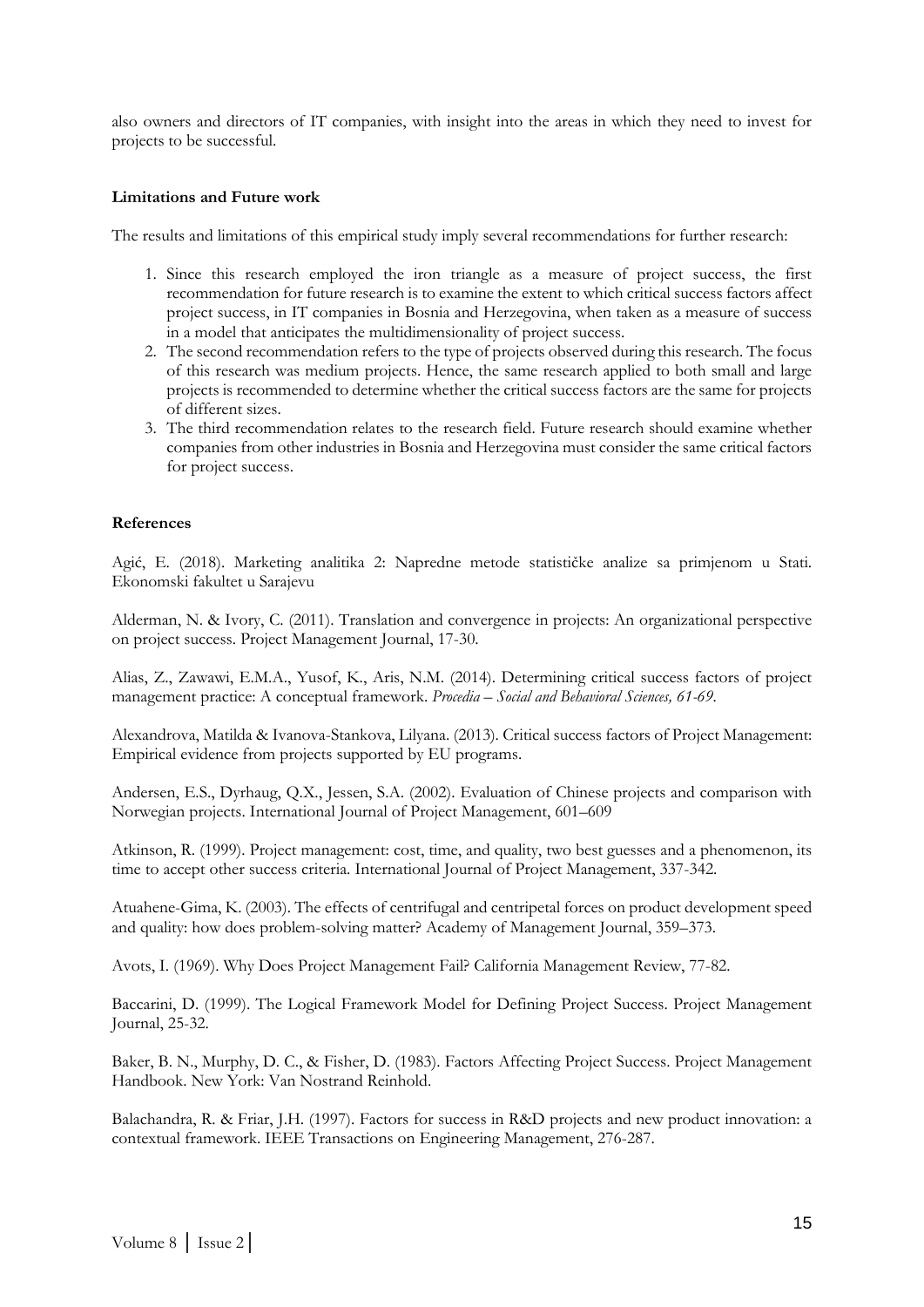also owners and directors of IT companies, with insight into the areas in which they need to invest for projects to be successful.

**Limitations and Future work**

The results and limitations of this empirical study imply several recommendations for further research:

1. Since this research employed the iron triangle as a measure of project success, the first recommendation for future research is to examine the extent to which critical success factors affect project success, in IT companies in Bosnia and Herzegovina, when taken as a measure of success in a model that anticipates the multidimensionality of project success.
2. The second recommendation refers to the type of projects observed during this research. The focus of this research was medium projects. Hence, the same research applied to both small and large projects is recommended to determine whether the critical success factors are the same for projects of different sizes.
3. The third recommendation relates to the research field. Future research should examine whether companies from other industries in Bosnia and Herzegovina must consider the same critical factors for project success.

**References**

Agić, E. (2018). Marketing analitika 2: Napredne metode statističke analize sa primjenom u Stati. Ekonomski fakultet u Sarajevu

Alderman, N. & Ivory, C. (2011). Translation and convergence in projects: An organizational perspective on project success. Project Management Journal, 17-30.

Alias, Z., Zawawi, E.M.A., Yusof, K., Aris, N.M. (2014). Determining critical success factors of project management practice: A conceptual framework. *Procedia – Social and Behavioral Sciences, 61-69*.

Alexandrova, Matilda & Ivanova-Stankova, Lilyana. (2013). Critical success factors of Project Management: Empirical evidence from projects supported by EU programs.

Andersen, E.S., Dyrhaug, Q.X., Jessen, S.A. (2002). Evaluation of Chinese projects and comparison with Norwegian projects. International Journal of Project Management, 601–609

Atkinson, R. (1999). Project management: cost, time, and quality, two best guesses and a phenomenon, its time to accept other success criteria. International Journal of Project Management, 337-342.

Atuahene-Gima, K. (2003). The effects of centrifugal and centripetal forces on product development speed and quality: how does problem-solving matter? Academy of Management Journal, 359–373.

Avots, I. (1969). Why Does Project Management Fail? California Management Review, 77-82.

Baccarini, D. (1999). The Logical Framework Model for Defining Project Success. Project Management Journal, 25-32.

Baker, B. N., Murphy, D. C., & Fisher, D. (1983). Factors Affecting Project Success. Project Management Handbook. New York: Van Nostrand Reinhold.

Balachandra, R. & Friar, J.H. (1997). Factors for success in R&D projects and new product innovation: a contextual framework. IEEE Transactions on Engineering Management, 276-287.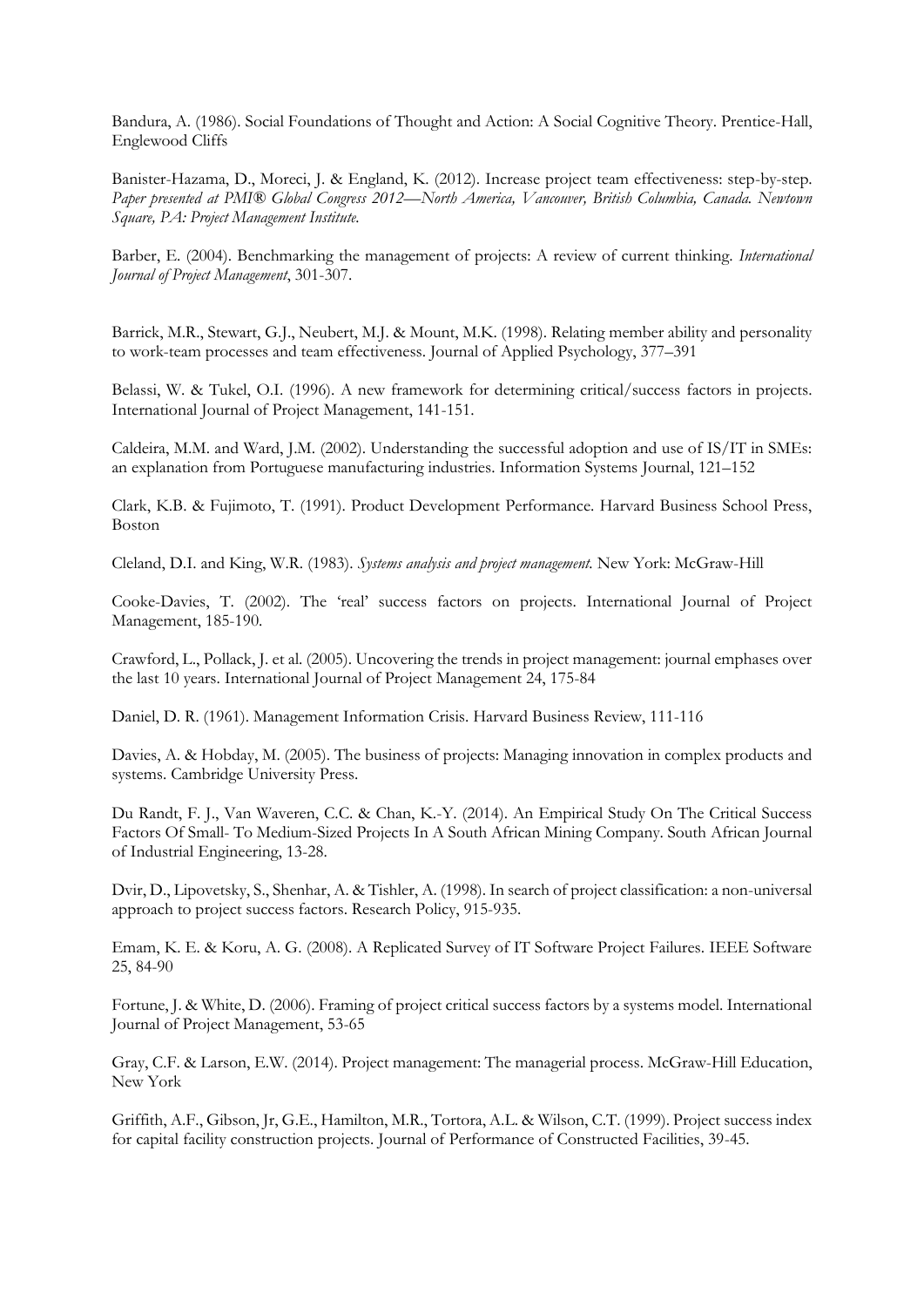Bandura, A. (1986). Social Foundations of Thought and Action: A Social Cognitive Theory. Prentice-Hall, Englewood Cliffs

Banister-Hazama, D., Moreci, J. & England, K. (2012). Increase project team effectiveness: step-by-step. *Paper presented at PMI® Global Congress 2012—North America, Vancouver, British Columbia, Canada. Newtown Square, PA: Project Management Institute.*

Barber, E. (2004). Benchmarking the management of projects: A review of current thinking. *International Journal of Project Management*, 301-307.

Barrick, M.R., Stewart, G.J., Neubert, M.J. & Mount, M.K. (1998). Relating member ability and personality to work-team processes and team effectiveness. Journal of Applied Psychology, 377–391

Belassi, W. & Tukel, O.I. (1996). A new framework for determining critical/success factors in projects. International Journal of Project Management, 141-151.

Caldeira, M.M. and Ward, J.M. (2002). Understanding the successful adoption and use of IS/IT in SMEs: an explanation from Portuguese manufacturing industries. Information Systems Journal, 121–152

Clark, K.B. & Fujimoto, T. (1991). Product Development Performance. Harvard Business School Press, Boston

Cleland, D.I. and King, W.R. (1983). *Systems analysis and project management.* New York: McGraw-Hill

Cooke-Davies, T. (2002). The 'real' success factors on projects. International Journal of Project Management, 185-190.

Crawford, L., Pollack, J. et al. (2005). Uncovering the trends in project management: journal emphases over the last 10 years. International Journal of Project Management 24, 175-84

Daniel, D. R. (1961). Management Information Crisis. Harvard Business Review, 111-116

Davies, A. & Hobday, M. (2005). The business of projects: Managing innovation in complex products and systems. Cambridge University Press.

Du Randt, F. J., Van Waveren, C.C. & Chan, K.-Y. (2014). An Empirical Study On The Critical Success Factors Of Small- To Medium-Sized Projects In A South African Mining Company. South African Journal of Industrial Engineering, 13-28.

Dvir, D., Lipovetsky, S., Shenhar, A. & Tishler, A. (1998). In search of project classification: a non-universal approach to project success factors. Research Policy, 915-935.

Emam, K. E. & Koru, A. G. (2008). A Replicated Survey of IT Software Project Failures. IEEE Software 25, 84-90

Fortune, J. & White, D. (2006). Framing of project critical success factors by a systems model. International Journal of Project Management, 53-65

Gray, C.F. & Larson, E.W. (2014). Project management: The managerial process. McGraw-Hill Education, New York

Griffith, A.F., Gibson, Jr, G.E., Hamilton, M.R., Tortora, A.L. & Wilson, C.T. (1999). Project success index for capital facility construction projects. Journal of Performance of Constructed Facilities, 39-45.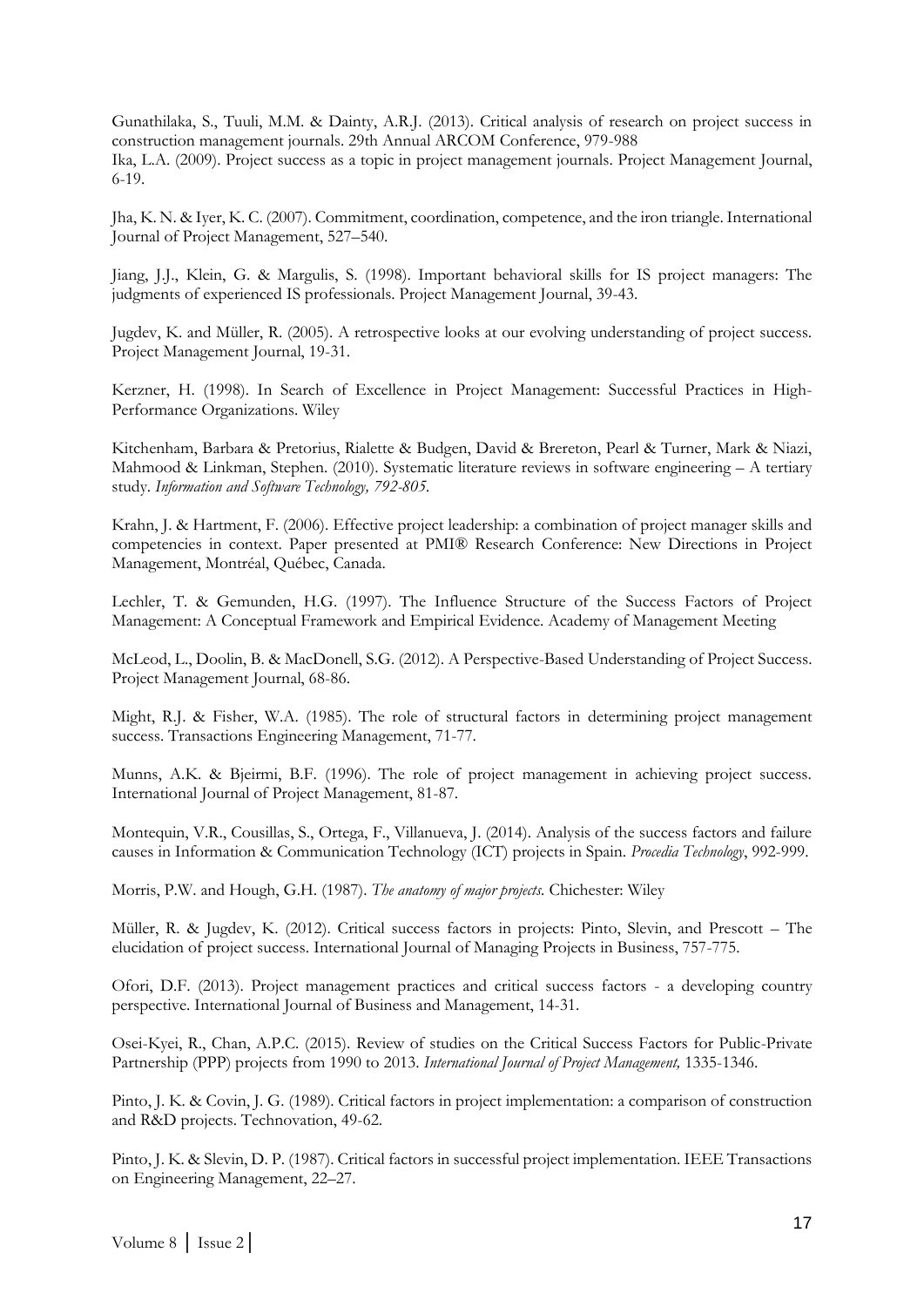Gunathilaka, S., Tuuli, M.M. & Dainty, A.R.J. (2013). Critical analysis of research on project success in construction management journals. 29th Annual ARCOM Conference, 979-988

Ika, L.A. (2009). Project success as a topic in project management journals. Project Management Journal, 6-19.

Jha, K. N. & Iyer, K. C. (2007). Commitment, coordination, competence, and the iron triangle. International Journal of Project Management, 527–540.

Jiang, J.J., Klein, G. & Margulis, S. (1998). Important behavioral skills for IS project managers: The judgments of experienced IS professionals. Project Management Journal, 39-43.

Jugdev, K. and Müller, R. (2005). A retrospective looks at our evolving understanding of project success. Project Management Journal, 19-31.

Kerzner, H. (1998). In Search of Excellence in Project Management: Successful Practices in High-Performance Organizations. Wiley

Kitchenham, Barbara & Pretorius, Rialette & Budgen, David & Brereton, Pearl & Turner, Mark & Niazi, Mahmood & Linkman, Stephen. (2010). Systematic literature reviews in software engineering – A tertiary study. *Information and Software Technology, 792-805.*

Krahn, J. & Hartment, F. (2006). Effective project leadership: a combination of project manager skills and competencies in context. Paper presented at PMI® Research Conference: New Directions in Project Management, Montréal, Québec, Canada.

Lechler, T. & Gemunden, H.G. (1997). The Influence Structure of the Success Factors of Project Management: A Conceptual Framework and Empirical Evidence. Academy of Management Meeting

McLeod, L., Doolin, B. & MacDonell, S.G. (2012). A Perspective-Based Understanding of Project Success. Project Management Journal, 68-86.

Might, R.J. & Fisher, W.A. (1985). The role of structural factors in determining project management success. Transactions Engineering Management, 71-77.

Munns, A.K. & Bjeirmi, B.F. (1996). The role of project management in achieving project success. International Journal of Project Management, 81-87.

Montequin, V.R., Cousillas, S., Ortega, F., Villanueva, J. (2014). Analysis of the success factors and failure causes in Information & Communication Technology (ICT) projects in Spain. *Procedia Technology*, 992-999.

Morris, P.W. and Hough, G.H. (1987). *The anatomy of major projects.* Chichester: Wiley

Müller, R. & Jugdev, K. (2012). Critical success factors in projects: Pinto, Slevin, and Prescott – The elucidation of project success. International Journal of Managing Projects in Business, 757-775.

Ofori, D.F. (2013). Project management practices and critical success factors - a developing country perspective. International Journal of Business and Management, 14-31.

Osei-Kyei, R., Chan, A.P.C. (2015). Review of studies on the Critical Success Factors for Public-Private Partnership (PPP) projects from 1990 to 2013. *International Journal of Project Management,* 1335-1346.

Pinto, J. K. & Covin, J. G. (1989). Critical factors in project implementation: a comparison of construction and R&D projects. Technovation, 49-62.

Pinto, J. K. & Slevin, D. P. (1987). Critical factors in successful project implementation. IEEE Transactions on Engineering Management, 22–27.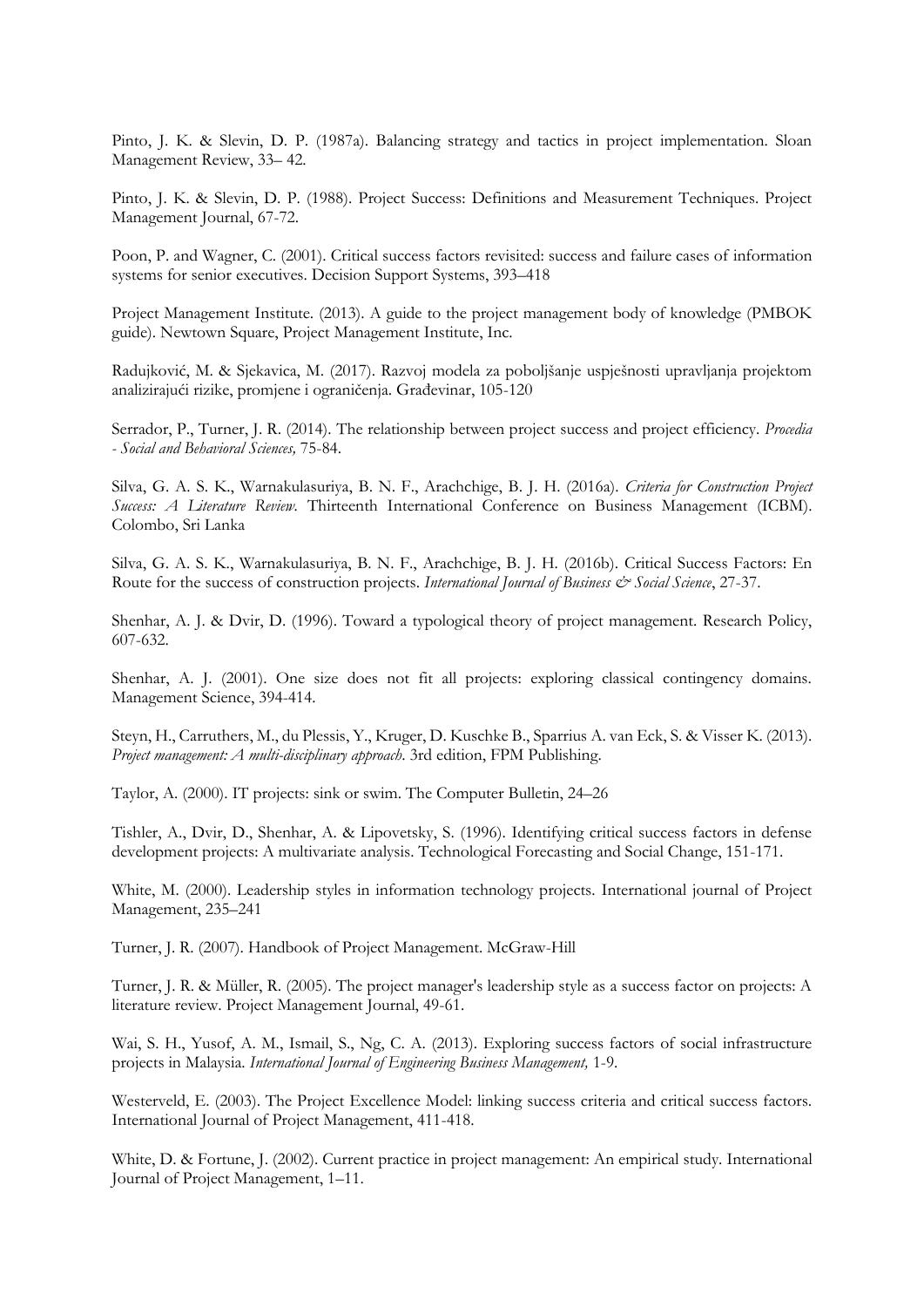Pinto, J. K. & Slevin, D. P. (1987a). Balancing strategy and tactics in project implementation. Sloan Management Review, 33– 42.

Pinto, J. K. & Slevin, D. P. (1988). Project Success: Definitions and Measurement Techniques. Project Management Journal, 67-72.

Poon, P. and Wagner, C. (2001). Critical success factors revisited: success and failure cases of information systems for senior executives. Decision Support Systems, 393–418

Project Management Institute. (2013). A guide to the project management body of knowledge (PMBOK guide). Newtown Square, Project Management Institute, Inc.

Radujković, M. & Sjekavica, M. (2017). Razvoj modela za poboljšanje uspješnosti upravljanja projektom analizirajući rizike, promjene i ograničenja. Građevinar, 105-120

Serrador, P., Turner, J. R. (2014). The relationship between project success and project efficiency. *Procedia - Social and Behavioral Sciences,* 75-84.

Silva, G. A. S. K., Warnakulasuriya, B. N. F., Arachchige, B. J. H. (2016a). *Criteria for Construction Project Success: A Literature Review.* Thirteenth International Conference on Business Management (ICBM). Colombo, Sri Lanka

Silva, G. A. S. K., Warnakulasuriya, B. N. F., Arachchige, B. J. H. (2016b). Critical Success Factors: En Route for the success of construction projects. *International Journal of Business & Social Science*, 27-37.

Shenhar, A. J. & Dvir, D. (1996). Toward a typological theory of project management. Research Policy, 607-632.

Shenhar, A. J. (2001). One size does not fit all projects: exploring classical contingency domains. Management Science, 394-414.

Steyn, H., Carruthers, M., du Plessis, Y., Kruger, D. Kuschke B., Sparrius A. van Eck, S. & Visser K. (2013). *Project management: A multi-disciplinary approach*. 3rd edition, FPM Publishing.

Taylor, A. (2000). IT projects: sink or swim. The Computer Bulletin, 24–26

Tishler, A., Dvir, D., Shenhar, A. & Lipovetsky, S. (1996). Identifying critical success factors in defense development projects: A multivariate analysis. Technological Forecasting and Social Change, 151-171.

White, M. (2000). Leadership styles in information technology projects. International journal of Project Management, 235–241

Turner, J. R. (2007). Handbook of Project Management. McGraw-Hill

Turner, J. R. & Müller, R. (2005). The project manager's leadership style as a success factor on projects: A literature review. Project Management Journal, 49-61.

Wai, S. H., Yusof, A. M., Ismail, S., Ng, C. A. (2013). Exploring success factors of social infrastructure projects in Malaysia. *International Journal of Engineering Business Management,* 1-9.

Westerveld, E. (2003). The Project Excellence Model: linking success criteria and critical success factors. International Journal of Project Management, 411-418.

White, D. & Fortune, J. (2002). Current practice in project management: An empirical study. International Journal of Project Management, 1–11.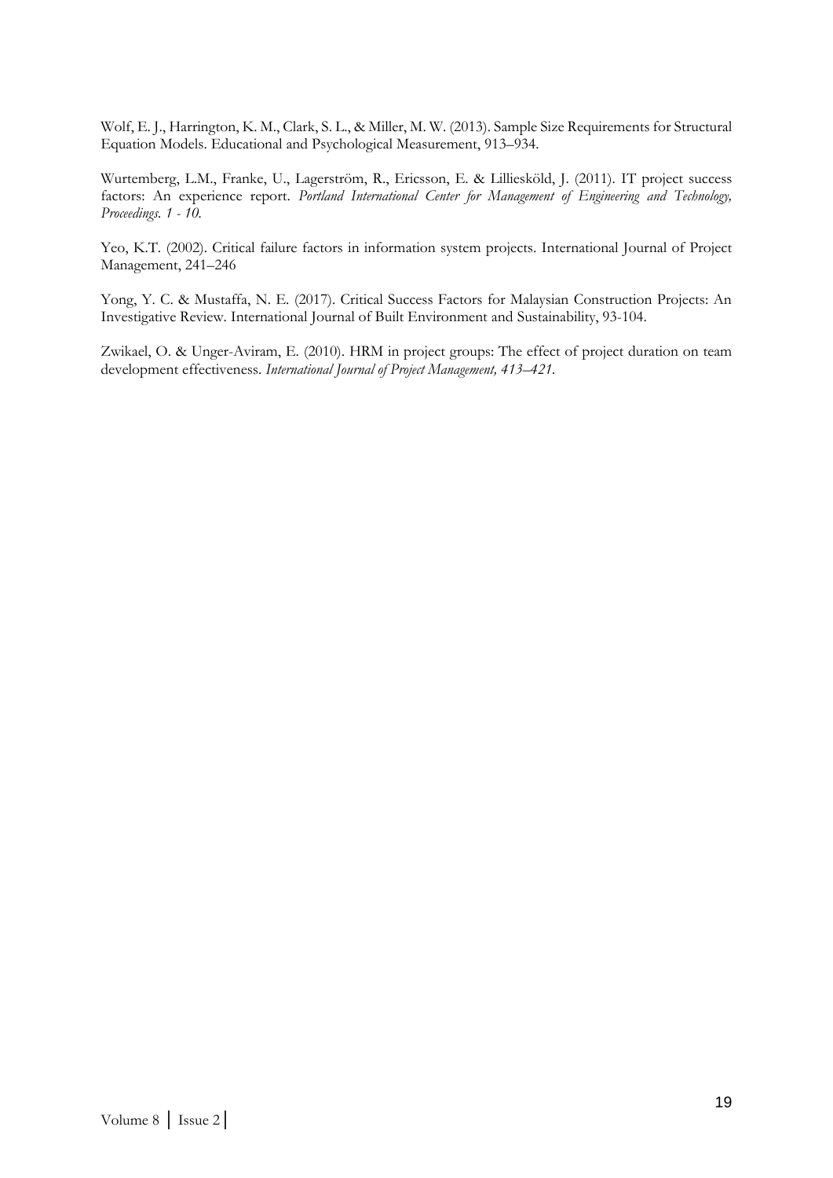Wolf, E. J., Harrington, K. M., Clark, S. L., & Miller, M. W. (2013). Sample Size Requirements for Structural Equation Models. Educational and Psychological Measurement, 913–934.

Wurtemberg, L.M., Franke, U., Lagerström, R., Ericsson, E. & Lilliesköld, J. (2011). IT project success factors: An experience report. *Portland International Center for Management of Engineering and Technology, Proceedings. 1 - 10.*

Yeo, K.T. (2002). Critical failure factors in information system projects. International Journal of Project Management, 241–246

Yong, Y. C. & Mustaffa, N. E. (2017). Critical Success Factors for Malaysian Construction Projects: An Investigative Review. International Journal of Built Environment and Sustainability, 93-104.

Zwikael, O. & Unger-Aviram, E. (2010). HRM in project groups: The effect of project duration on team development effectiveness. *International Journal of Project Management, 413–421.*